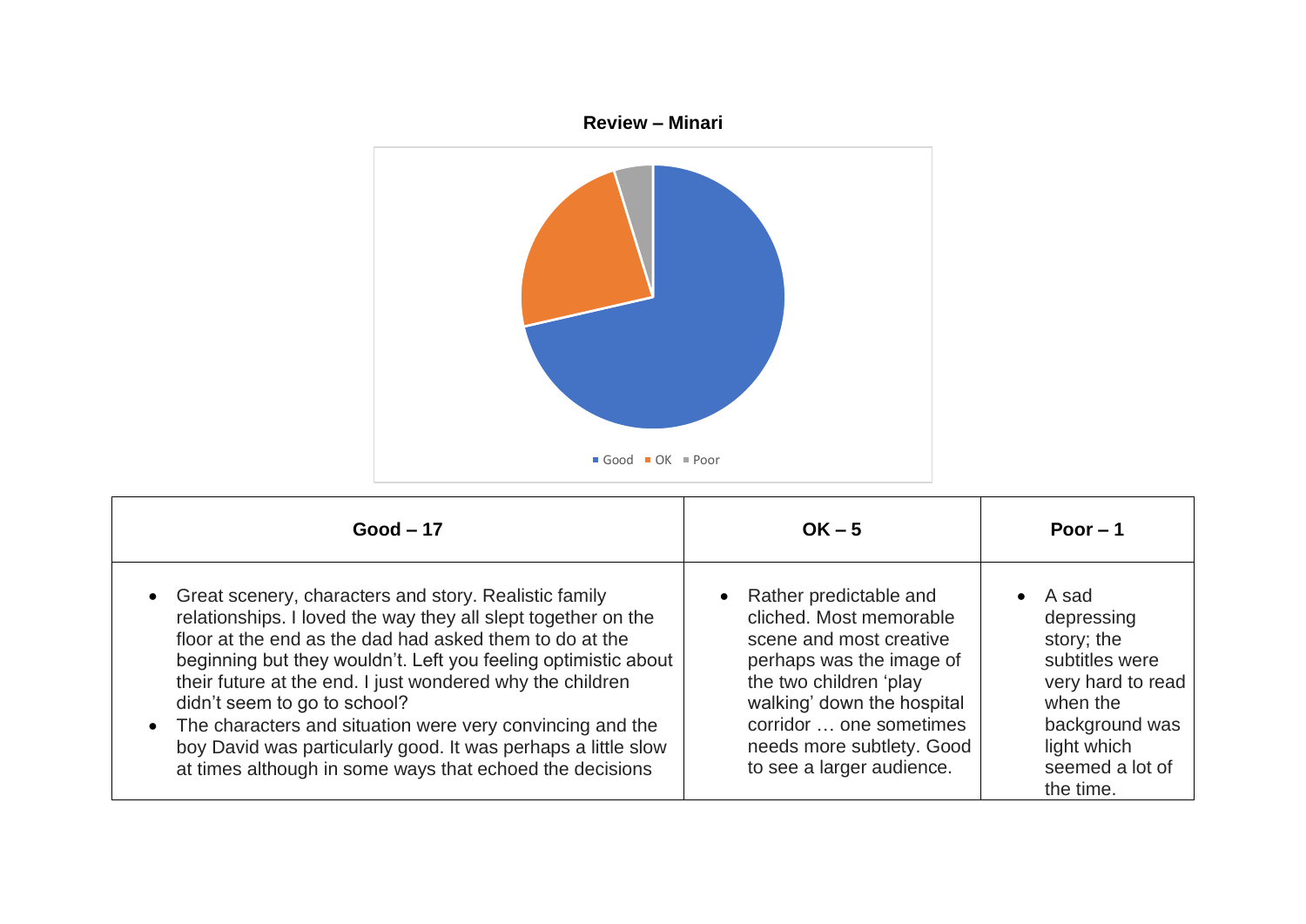**Review – Minari**

■ Good ■ OK ■ Poor

| Good – 17 | OK – 5 | Poor – 1 |
| --- | --- | --- |
| • Great scenery, characters and story. Realistic family relationships. I loved the way they all slept together on the floor at the end as the dad had asked them to do at the beginning but they wouldn't. Left you feeling optimistic about their future at the end. I just wondered why the children didn't seem to go to school?<br>• The characters and situation were very convincing and the boy David was particularly good. It was perhaps a little slow at times although in some ways that echoed the decisions | • Rather predictable and cliched. Most memorable scene and most creative perhaps was the image of the two children 'play walking' down the hospital corridor … one sometimes needs more subtlety. Good to see a larger audience. | • A sad depressing story; the subtitles were very hard to read when the background was light which seemed a lot of the time. |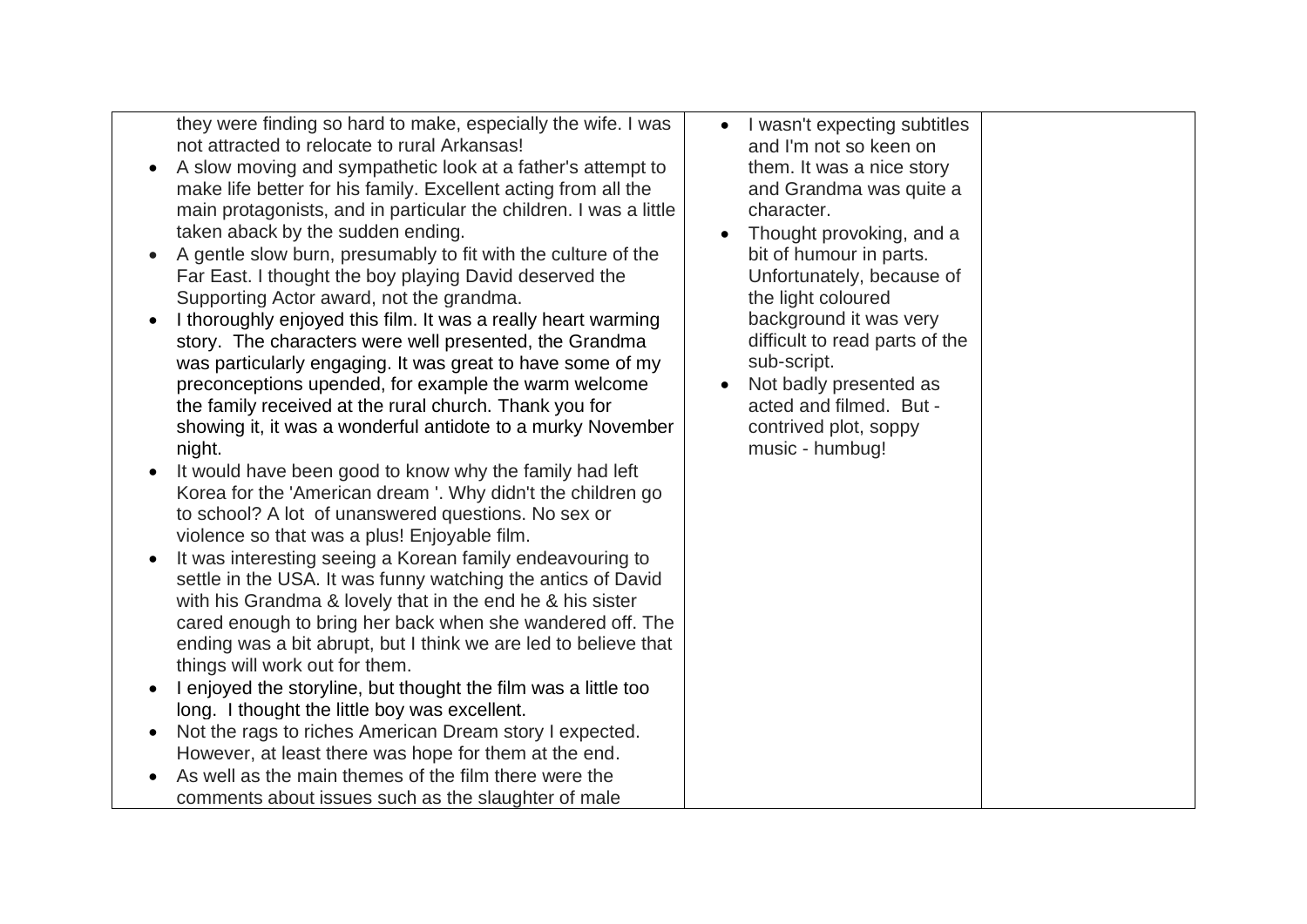| | | |
|---|---|---|
| they were finding so hard to make, especially the wife. I was not attracted to relocate to rural Arkansas!<br>• A slow moving and sympathetic look at a father's attempt to make life better for his family. Excellent acting from all the main protagonists, and in particular the children. I was a little taken aback by the sudden ending.<br>• A gentle slow burn, presumably to fit with the culture of the Far East. I thought the boy playing David deserved the Supporting Actor award, not the grandma.<br>• I thoroughly enjoyed this film. It was a really heart warming story. The characters were well presented, the Grandma was particularly engaging. It was great to have some of my preconceptions upended, for example the warm welcome the family received at the rural church. Thank you for showing it, it was a wonderful antidote to a murky November night.<br>• It would have been good to know why the family had left Korea for the 'American dream '. Why didn't the children go to school? A lot of unanswered questions. No sex or violence so that was a plus! Enjoyable film.<br>• It was interesting seeing a Korean family endeavouring to settle in the USA. It was funny watching the antics of David with his Grandma & lovely that in the end he & his sister cared enough to bring her back when she wandered off. The ending was a bit abrupt, but I think we are led to believe that things will work out for them.<br>• I enjoyed the storyline, but thought the film was a little too long. I thought the little boy was excellent.<br>• Not the rags to riches American Dream story I expected. However, at least there was hope for them at the end.<br>• As well as the main themes of the film there were the comments about issues such as the slaughter of male | • I wasn't expecting subtitles and I'm not so keen on them. It was a nice story and Grandma was quite a character.<br>• Thought provoking, and a bit of humour in parts. Unfortunately, because of the light coloured background it was very difficult to read parts of the sub-script.<br>• Not badly presented as acted and filmed. But - contrived plot, soppy music - humbug! | |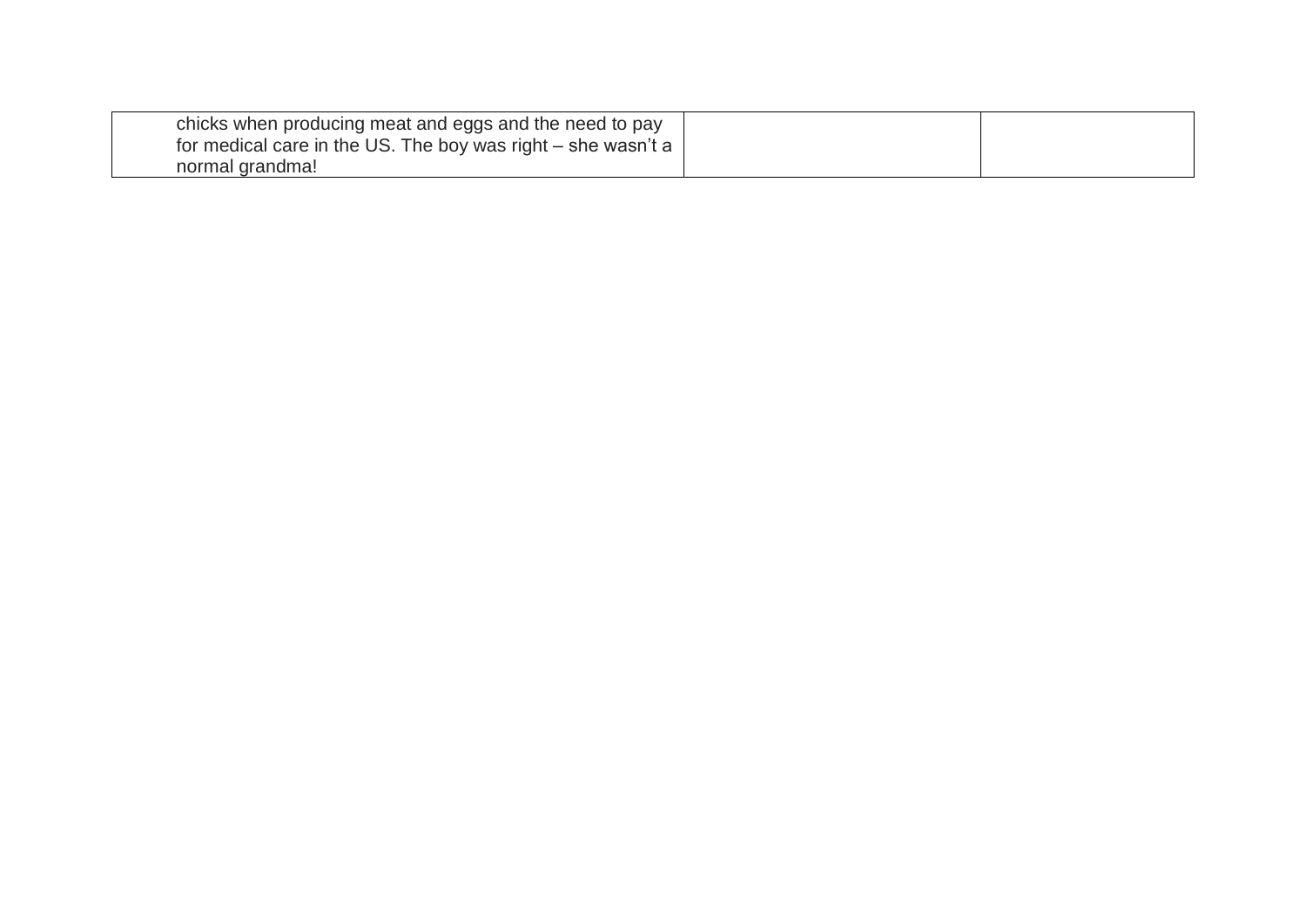| | | |
|---|---|---|
| chicks when producing meat and eggs and the need to pay for medical care in the US. The boy was right – she wasn't a normal grandma! | | |